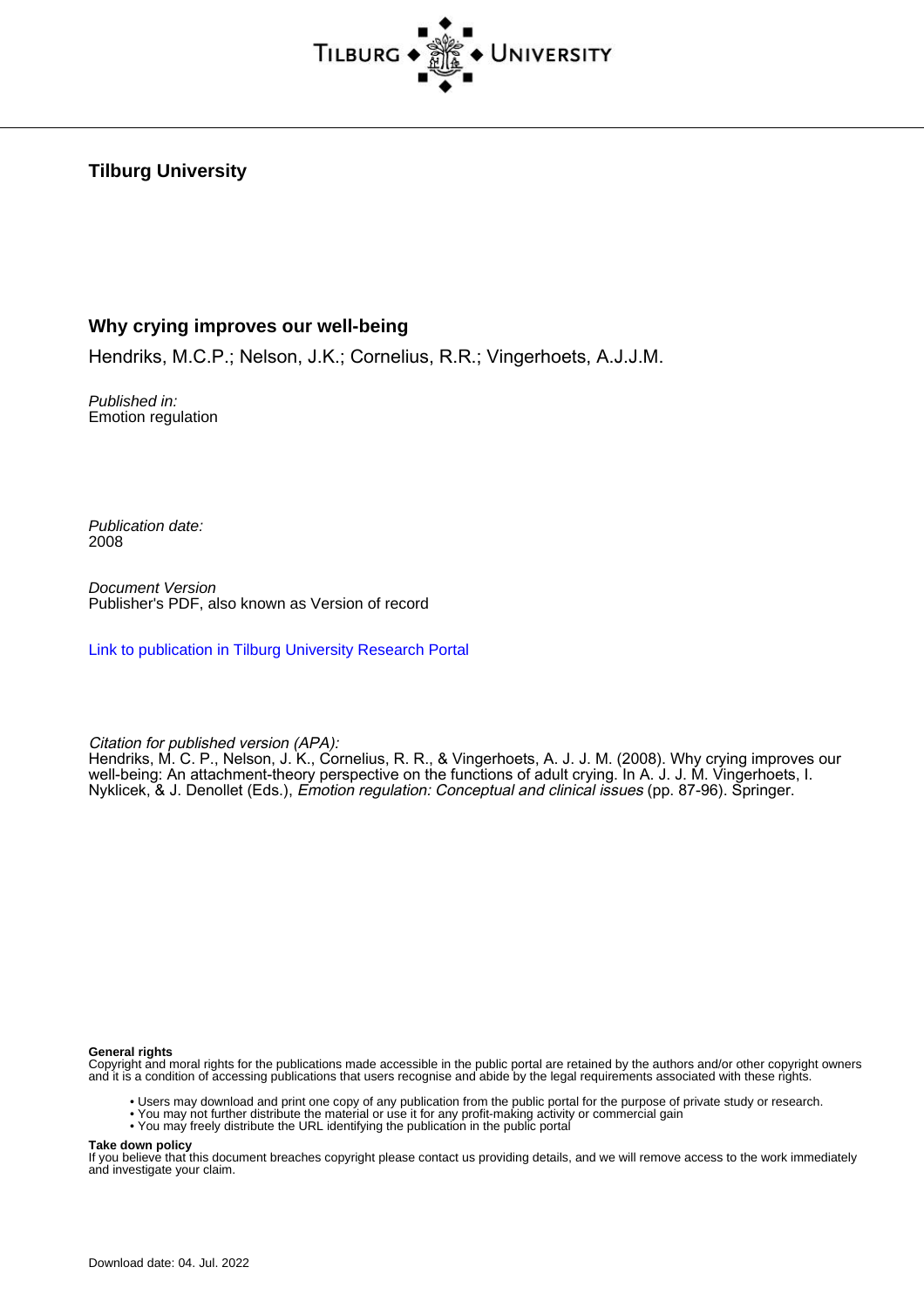Tilburg University

# Why crying improves our well-being

Hendriks, M.C.P.; Nelson, J.K.; Cornelius, R.R.; Vingerhoets, A.J.J.M.

*Published in:*
Emotion regulation

*Publication date:*
2008

*Document Version*
Publisher's PDF, also known as Version of record

Link to publication in Tilburg University Research Portal

*Citation for published version (APA):*
Hendriks, M. C. P., Nelson, J. K., Cornelius, R. R., & Vingerhoets, A. J. J. M. (2008). Why crying improves our well-being: An attachment-theory perspective on the functions of adult crying. In A. J. J. M. Vingerhoets, I. Nyklicek, & J. Denollet (Eds.), *Emotion regulation: Conceptual and clinical issues* (pp. 87-96). Springer.

**General rights**
Copyright and moral rights for the publications made accessible in the public portal are retained by the authors and/or other copyright owners and it is a condition of accessing publications that users recognise and abide by the legal requirements associated with these rights.

- Users may download and print one copy of any publication from the public portal for the purpose of private study or research.
- You may not further distribute the material or use it for any profit-making activity or commercial gain
- You may freely distribute the URL identifying the publication in the public portal

**Take down policy**
If you believe that this document breaches copyright please contact us providing details, and we will remove access to the work immediately and investigate your claim.

Download date: 04. Jul. 2022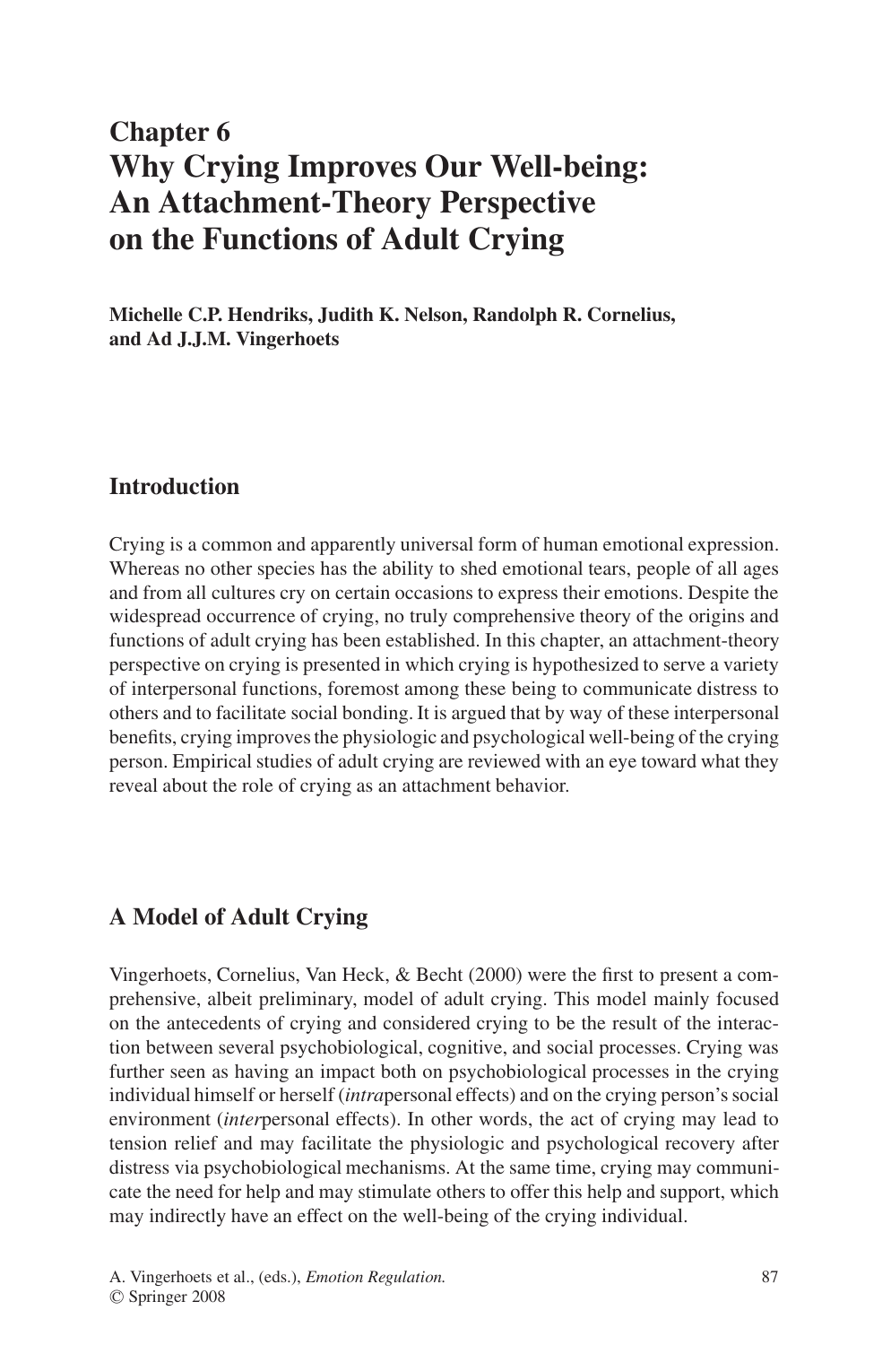# Chapter 6
# Why Crying Improves Our Well-being: An Attachment-Theory Perspective on the Functions of Adult Crying

**Michelle C.P. Hendriks, Judith K. Nelson, Randolph R. Cornelius, and Ad J.J.M. Vingerhoets**

## Introduction

Crying is a common and apparently universal form of human emotional expression. Whereas no other species has the ability to shed emotional tears, people of all ages and from all cultures cry on certain occasions to express their emotions. Despite the widespread occurrence of crying, no truly comprehensive theory of the origins and functions of adult crying has been established. In this chapter, an attachment-theory perspective on crying is presented in which crying is hypothesized to serve a variety of interpersonal functions, foremost among these being to communicate distress to others and to facilitate social bonding. It is argued that by way of these interpersonal benefits, crying improves the physiologic and psychological well-being of the crying person. Empirical studies of adult crying are reviewed with an eye toward what they reveal about the role of crying as an attachment behavior.

## A Model of Adult Crying

Vingerhoets, Cornelius, Van Heck, & Becht (2000) were the first to present a comprehensive, albeit preliminary, model of adult crying. This model mainly focused on the antecedents of crying and considered crying to be the result of the interaction between several psychobiological, cognitive, and social processes. Crying was further seen as having an impact both on psychobiological processes in the crying individual himself or herself (*intra*personal effects) and on the crying person's social environment (*inter*personal effects). In other words, the act of crying may lead to tension relief and may facilitate the physiologic and psychological recovery after distress via psychobiological mechanisms. At the same time, crying may communicate the need for help and may stimulate others to offer this help and support, which may indirectly have an effect on the well-being of the crying individual.

A. Vingerhoets et al., (eds.), *Emotion Regulation.*
© Springer 2008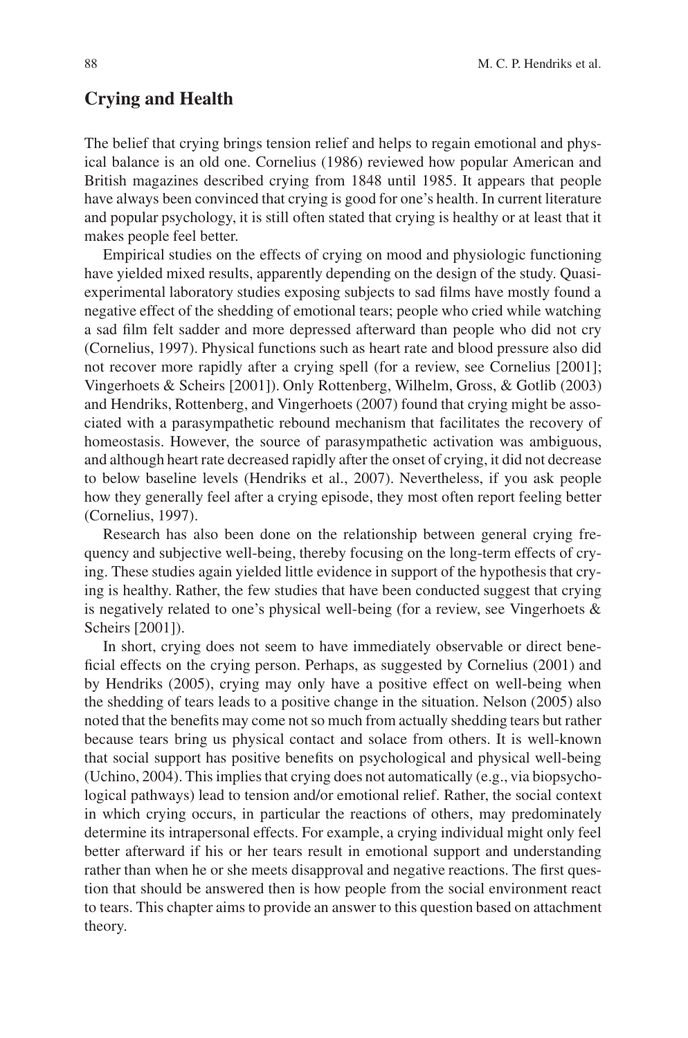## Crying and Health

The belief that crying brings tension relief and helps to regain emotional and physical balance is an old one. Cornelius (1986) reviewed how popular American and British magazines described crying from 1848 until 1985. It appears that people have always been convinced that crying is good for one's health. In current literature and popular psychology, it is still often stated that crying is healthy or at least that it makes people feel better.

Empirical studies on the effects of crying on mood and physiologic functioning have yielded mixed results, apparently depending on the design of the study. Quasi-experimental laboratory studies exposing subjects to sad films have mostly found a negative effect of the shedding of emotional tears; people who cried while watching a sad film felt sadder and more depressed afterward than people who did not cry (Cornelius, 1997). Physical functions such as heart rate and blood pressure also did not recover more rapidly after a crying spell (for a review, see Cornelius [2001]; Vingerhoets & Scheirs [2001]). Only Rottenberg, Wilhelm, Gross, & Gotlib (2003) and Hendriks, Rottenberg, and Vingerhoets (2007) found that crying might be associated with a parasympathetic rebound mechanism that facilitates the recovery of homeostasis. However, the source of parasympathetic activation was ambiguous, and although heart rate decreased rapidly after the onset of crying, it did not decrease to below baseline levels (Hendriks et al., 2007). Nevertheless, if you ask people how they generally feel after a crying episode, they most often report feeling better (Cornelius, 1997).

Research has also been done on the relationship between general crying frequency and subjective well-being, thereby focusing on the long-term effects of crying. These studies again yielded little evidence in support of the hypothesis that crying is healthy. Rather, the few studies that have been conducted suggest that crying is negatively related to one's physical well-being (for a review, see Vingerhoets & Scheirs [2001]).

In short, crying does not seem to have immediately observable or direct beneficial effects on the crying person. Perhaps, as suggested by Cornelius (2001) and by Hendriks (2005), crying may only have a positive effect on well-being when the shedding of tears leads to a positive change in the situation. Nelson (2005) also noted that the benefits may come not so much from actually shedding tears but rather because tears bring us physical contact and solace from others. It is well-known that social support has positive benefits on psychological and physical well-being (Uchino, 2004). This implies that crying does not automatically (e.g., via biopsychological pathways) lead to tension and/or emotional relief. Rather, the social context in which crying occurs, in particular the reactions of others, may predominately determine its intrapersonal effects. For example, a crying individual might only feel better afterward if his or her tears result in emotional support and understanding rather than when he or she meets disapproval and negative reactions. The first question that should be answered then is how people from the social environment react to tears. This chapter aims to provide an answer to this question based on attachment theory.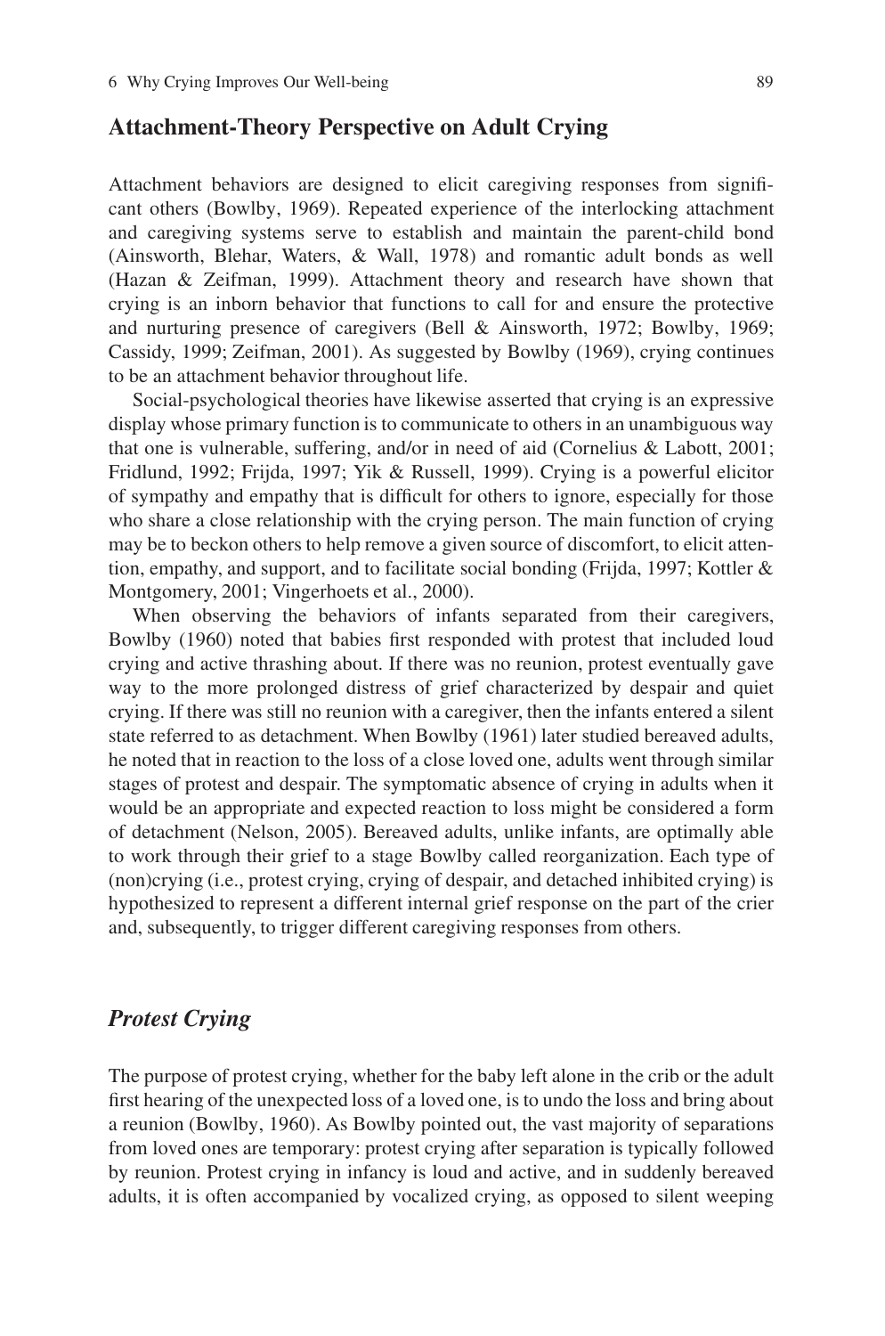## Attachment-Theory Perspective on Adult Crying

Attachment behaviors are designed to elicit caregiving responses from significant others (Bowlby, 1969). Repeated experience of the interlocking attachment and caregiving systems serve to establish and maintain the parent-child bond (Ainsworth, Blehar, Waters, & Wall, 1978) and romantic adult bonds as well (Hazan & Zeifman, 1999). Attachment theory and research have shown that crying is an inborn behavior that functions to call for and ensure the protective and nurturing presence of caregivers (Bell & Ainsworth, 1972; Bowlby, 1969; Cassidy, 1999; Zeifman, 2001). As suggested by Bowlby (1969), crying continues to be an attachment behavior throughout life.

Social-psychological theories have likewise asserted that crying is an expressive display whose primary function is to communicate to others in an unambiguous way that one is vulnerable, suffering, and/or in need of aid (Cornelius & Labott, 2001; Fridlund, 1992; Frijda, 1997; Yik & Russell, 1999). Crying is a powerful elicitor of sympathy and empathy that is difficult for others to ignore, especially for those who share a close relationship with the crying person. The main function of crying may be to beckon others to help remove a given source of discomfort, to elicit attention, empathy, and support, and to facilitate social bonding (Frijda, 1997; Kottler & Montgomery, 2001; Vingerhoets et al., 2000).

When observing the behaviors of infants separated from their caregivers, Bowlby (1960) noted that babies first responded with protest that included loud crying and active thrashing about. If there was no reunion, protest eventually gave way to the more prolonged distress of grief characterized by despair and quiet crying. If there was still no reunion with a caregiver, then the infants entered a silent state referred to as detachment. When Bowlby (1961) later studied bereaved adults, he noted that in reaction to the loss of a close loved one, adults went through similar stages of protest and despair. The symptomatic absence of crying in adults when it would be an appropriate and expected reaction to loss might be considered a form of detachment (Nelson, 2005). Bereaved adults, unlike infants, are optimally able to work through their grief to a stage Bowlby called reorganization. Each type of (non)crying (i.e., protest crying, crying of despair, and detached inhibited crying) is hypothesized to represent a different internal grief response on the part of the crier and, subsequently, to trigger different caregiving responses from others.

### *Protest Crying*

The purpose of protest crying, whether for the baby left alone in the crib or the adult first hearing of the unexpected loss of a loved one, is to undo the loss and bring about a reunion (Bowlby, 1960). As Bowlby pointed out, the vast majority of separations from loved ones are temporary: protest crying after separation is typically followed by reunion. Protest crying in infancy is loud and active, and in suddenly bereaved adults, it is often accompanied by vocalized crying, as opposed to silent weeping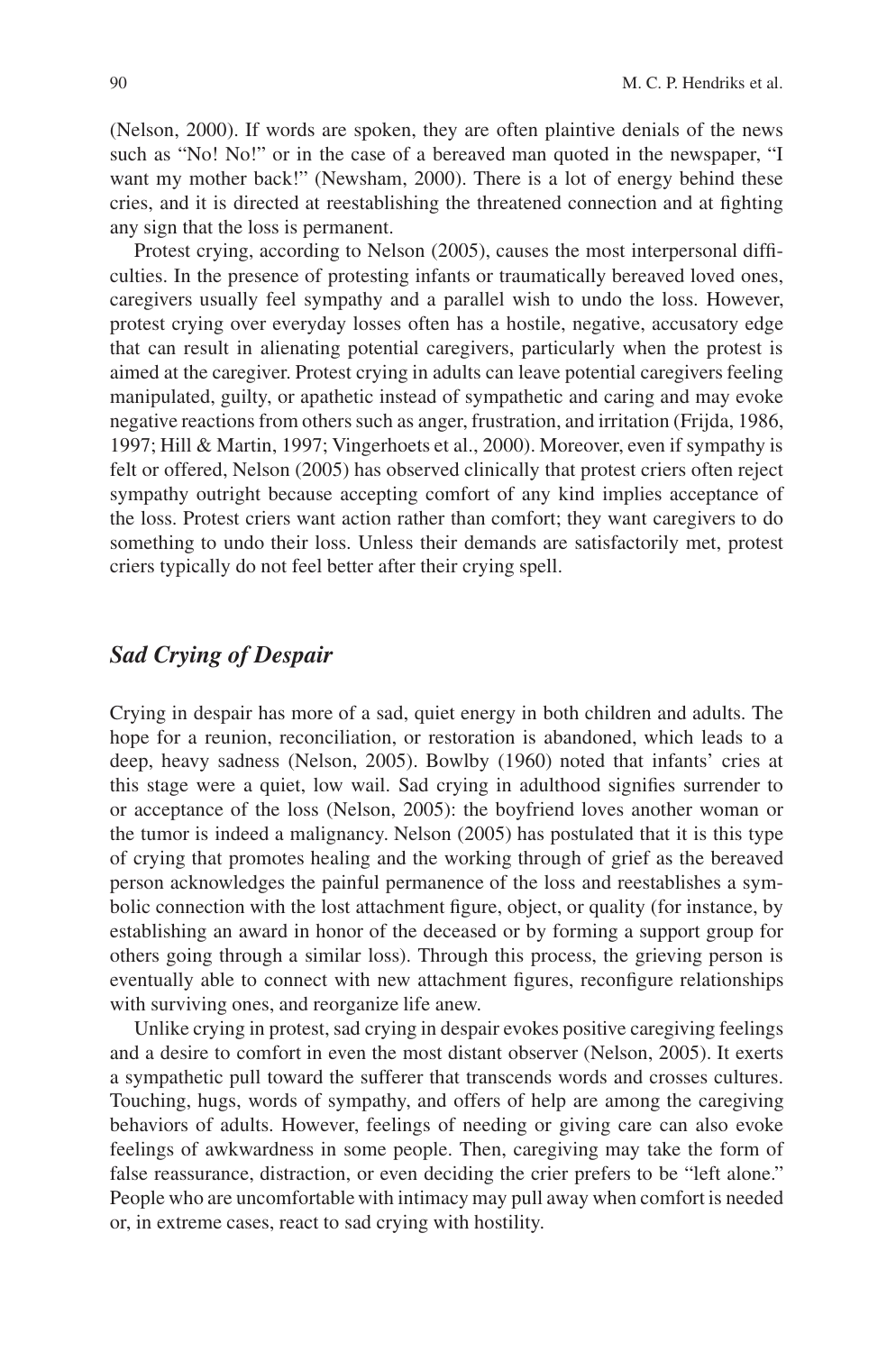(Nelson, 2000). If words are spoken, they are often plaintive denials of the news such as "No! No!" or in the case of a bereaved man quoted in the newspaper, "I want my mother back!" (Newsham, 2000). There is a lot of energy behind these cries, and it is directed at reestablishing the threatened connection and at fighting any sign that the loss is permanent.

Protest crying, according to Nelson (2005), causes the most interpersonal difficulties. In the presence of protesting infants or traumatically bereaved loved ones, caregivers usually feel sympathy and a parallel wish to undo the loss. However, protest crying over everyday losses often has a hostile, negative, accusatory edge that can result in alienating potential caregivers, particularly when the protest is aimed at the caregiver. Protest crying in adults can leave potential caregivers feeling manipulated, guilty, or apathetic instead of sympathetic and caring and may evoke negative reactions from others such as anger, frustration, and irritation (Frijda, 1986, 1997; Hill & Martin, 1997; Vingerhoets et al., 2000). Moreover, even if sympathy is felt or offered, Nelson (2005) has observed clinically that protest criers often reject sympathy outright because accepting comfort of any kind implies acceptance of the loss. Protest criers want action rather than comfort; they want caregivers to do something to undo their loss. Unless their demands are satisfactorily met, protest criers typically do not feel better after their crying spell.

### *Sad Crying of Despair*

Crying in despair has more of a sad, quiet energy in both children and adults. The hope for a reunion, reconciliation, or restoration is abandoned, which leads to a deep, heavy sadness (Nelson, 2005). Bowlby (1960) noted that infants' cries at this stage were a quiet, low wail. Sad crying in adulthood signifies surrender to or acceptance of the loss (Nelson, 2005): the boyfriend loves another woman or the tumor is indeed a malignancy. Nelson (2005) has postulated that it is this type of crying that promotes healing and the working through of grief as the bereaved person acknowledges the painful permanence of the loss and reestablishes a symbolic connection with the lost attachment figure, object, or quality (for instance, by establishing an award in honor of the deceased or by forming a support group for others going through a similar loss). Through this process, the grieving person is eventually able to connect with new attachment figures, reconfigure relationships with surviving ones, and reorganize life anew.

Unlike crying in protest, sad crying in despair evokes positive caregiving feelings and a desire to comfort in even the most distant observer (Nelson, 2005). It exerts a sympathetic pull toward the sufferer that transcends words and crosses cultures. Touching, hugs, words of sympathy, and offers of help are among the caregiving behaviors of adults. However, feelings of needing or giving care can also evoke feelings of awkwardness in some people. Then, caregiving may take the form of false reassurance, distraction, or even deciding the crier prefers to be "left alone." People who are uncomfortable with intimacy may pull away when comfort is needed or, in extreme cases, react to sad crying with hostility.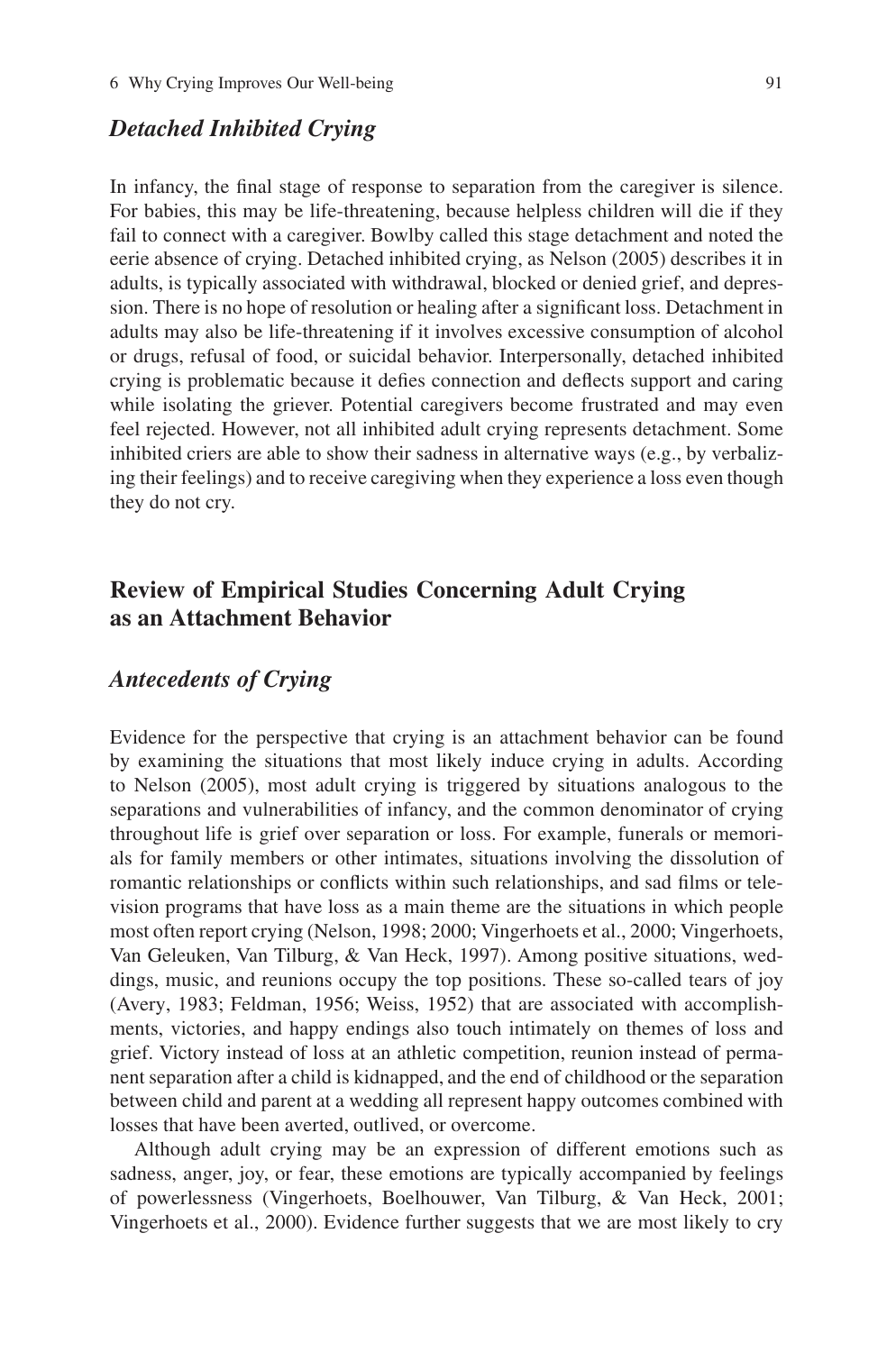### *Detached Inhibited Crying*

In infancy, the final stage of response to separation from the caregiver is silence. For babies, this may be life-threatening, because helpless children will die if they fail to connect with a caregiver. Bowlby called this stage detachment and noted the eerie absence of crying. Detached inhibited crying, as Nelson (2005) describes it in adults, is typically associated with withdrawal, blocked or denied grief, and depression. There is no hope of resolution or healing after a significant loss. Detachment in adults may also be life-threatening if it involves excessive consumption of alcohol or drugs, refusal of food, or suicidal behavior. Interpersonally, detached inhibited crying is problematic because it defies connection and deflects support and caring while isolating the griever. Potential caregivers become frustrated and may even feel rejected. However, not all inhibited adult crying represents detachment. Some inhibited criers are able to show their sadness in alternative ways (e.g., by verbalizing their feelings) and to receive caregiving when they experience a loss even though they do not cry.

## Review of Empirical Studies Concerning Adult Crying as an Attachment Behavior

### *Antecedents of Crying*

Evidence for the perspective that crying is an attachment behavior can be found by examining the situations that most likely induce crying in adults. According to Nelson (2005), most adult crying is triggered by situations analogous to the separations and vulnerabilities of infancy, and the common denominator of crying throughout life is grief over separation or loss. For example, funerals or memorials for family members or other intimates, situations involving the dissolution of romantic relationships or conflicts within such relationships, and sad films or television programs that have loss as a main theme are the situations in which people most often report crying (Nelson, 1998; 2000; Vingerhoets et al., 2000; Vingerhoets, Van Geleuken, Van Tilburg, & Van Heck, 1997). Among positive situations, weddings, music, and reunions occupy the top positions. These so-called tears of joy (Avery, 1983; Feldman, 1956; Weiss, 1952) that are associated with accomplishments, victories, and happy endings also touch intimately on themes of loss and grief. Victory instead of loss at an athletic competition, reunion instead of permanent separation after a child is kidnapped, and the end of childhood or the separation between child and parent at a wedding all represent happy outcomes combined with losses that have been averted, outlived, or overcome.

Although adult crying may be an expression of different emotions such as sadness, anger, joy, or fear, these emotions are typically accompanied by feelings of powerlessness (Vingerhoets, Boelhouwer, Van Tilburg, & Van Heck, 2001; Vingerhoets et al., 2000). Evidence further suggests that we are most likely to cry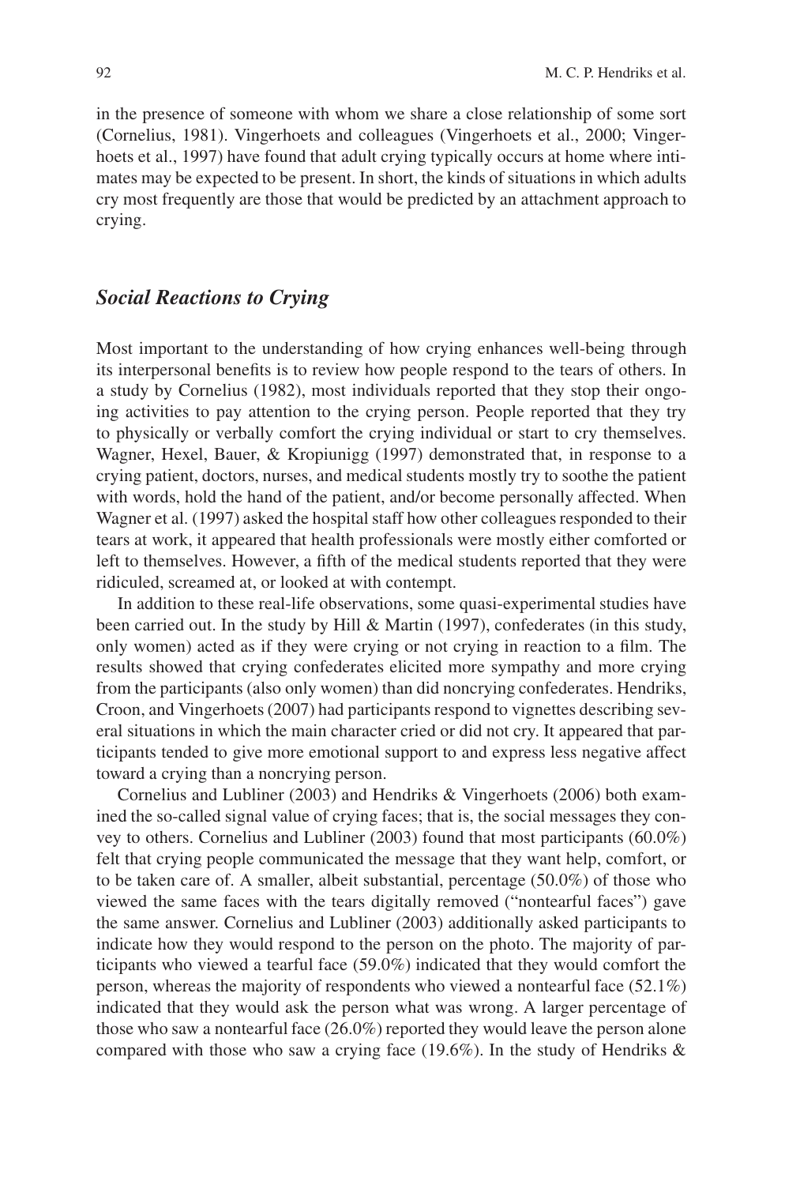in the presence of someone with whom we share a close relationship of some sort (Cornelius, 1981). Vingerhoets and colleagues (Vingerhoets et al., 2000; Vingerhoets et al., 1997) have found that adult crying typically occurs at home where intimates may be expected to be present. In short, the kinds of situations in which adults cry most frequently are those that would be predicted by an attachment approach to crying.

## *Social Reactions to Crying*

Most important to the understanding of how crying enhances well-being through its interpersonal benefits is to review how people respond to the tears of others. In a study by Cornelius (1982), most individuals reported that they stop their ongoing activities to pay attention to the crying person. People reported that they try to physically or verbally comfort the crying individual or start to cry themselves. Wagner, Hexel, Bauer, & Kropiunigg (1997) demonstrated that, in response to a crying patient, doctors, nurses, and medical students mostly try to soothe the patient with words, hold the hand of the patient, and/or become personally affected. When Wagner et al. (1997) asked the hospital staff how other colleagues responded to their tears at work, it appeared that health professionals were mostly either comforted or left to themselves. However, a fifth of the medical students reported that they were ridiculed, screamed at, or looked at with contempt.

In addition to these real-life observations, some quasi-experimental studies have been carried out. In the study by Hill & Martin (1997), confederates (in this study, only women) acted as if they were crying or not crying in reaction to a film. The results showed that crying confederates elicited more sympathy and more crying from the participants (also only women) than did noncrying confederates. Hendriks, Croon, and Vingerhoets (2007) had participants respond to vignettes describing several situations in which the main character cried or did not cry. It appeared that participants tended to give more emotional support to and express less negative affect toward a crying than a noncrying person.

Cornelius and Lubliner (2003) and Hendriks & Vingerhoets (2006) both examined the so-called signal value of crying faces; that is, the social messages they convey to others. Cornelius and Lubliner (2003) found that most participants (60.0%) felt that crying people communicated the message that they want help, comfort, or to be taken care of. A smaller, albeit substantial, percentage (50.0%) of those who viewed the same faces with the tears digitally removed ("nontearful faces") gave the same answer. Cornelius and Lubliner (2003) additionally asked participants to indicate how they would respond to the person on the photo. The majority of participants who viewed a tearful face (59.0%) indicated that they would comfort the person, whereas the majority of respondents who viewed a nontearful face (52.1%) indicated that they would ask the person what was wrong. A larger percentage of those who saw a nontearful face (26.0%) reported they would leave the person alone compared with those who saw a crying face (19.6%). In the study of Hendriks &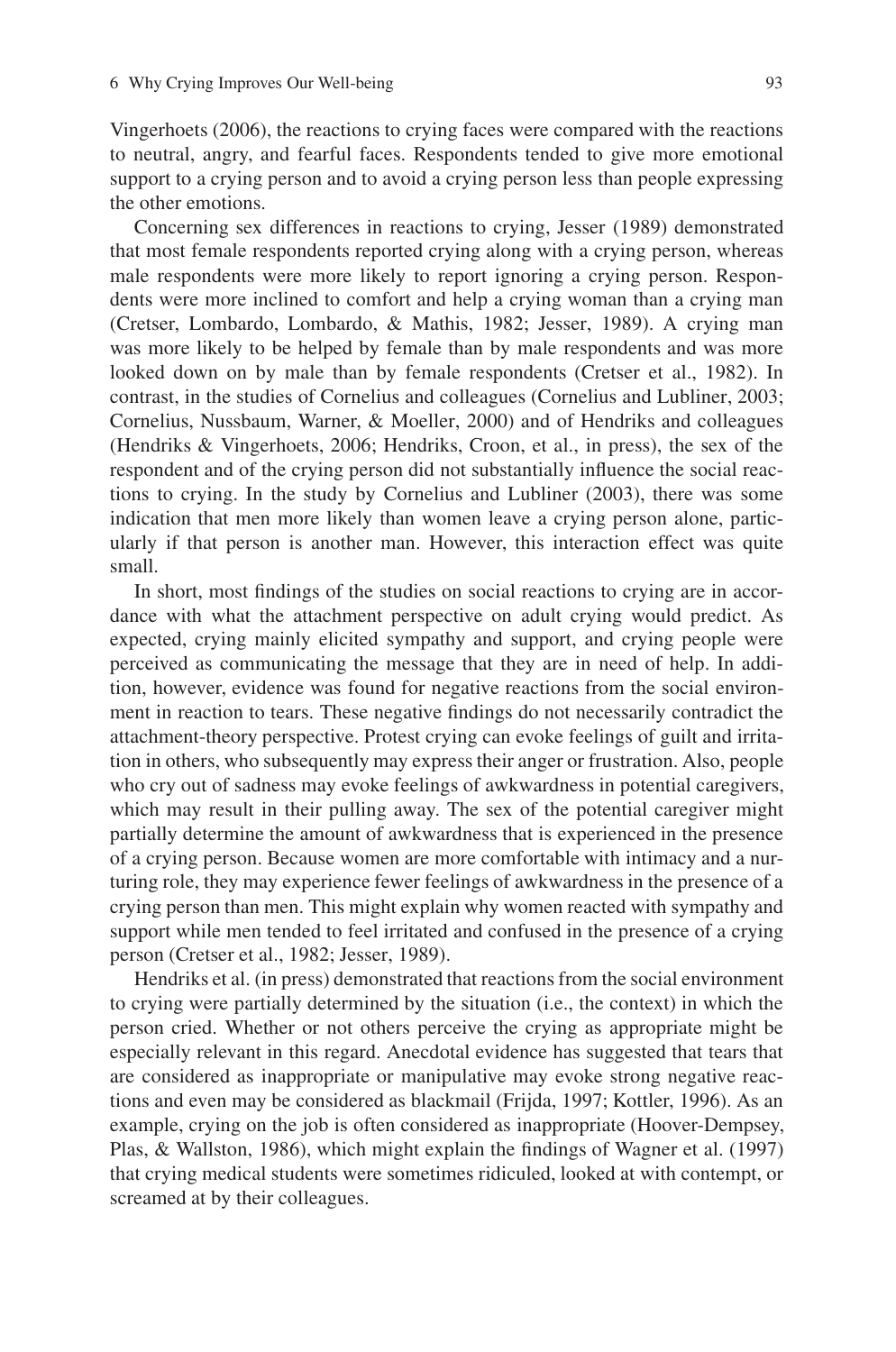Vingerhoets (2006), the reactions to crying faces were compared with the reactions to neutral, angry, and fearful faces. Respondents tended to give more emotional support to a crying person and to avoid a crying person less than people expressing the other emotions.

Concerning sex differences in reactions to crying, Jesser (1989) demonstrated that most female respondents reported crying along with a crying person, whereas male respondents were more likely to report ignoring a crying person. Respondents were more inclined to comfort and help a crying woman than a crying man (Cretser, Lombardo, Lombardo, & Mathis, 1982; Jesser, 1989). A crying man was more likely to be helped by female than by male respondents and was more looked down on by male than by female respondents (Cretser et al., 1982). In contrast, in the studies of Cornelius and colleagues (Cornelius and Lubliner, 2003; Cornelius, Nussbaum, Warner, & Moeller, 2000) and of Hendriks and colleagues (Hendriks & Vingerhoets, 2006; Hendriks, Croon, et al., in press), the sex of the respondent and of the crying person did not substantially influence the social reactions to crying. In the study by Cornelius and Lubliner (2003), there was some indication that men more likely than women leave a crying person alone, particularly if that person is another man. However, this interaction effect was quite small.

In short, most findings of the studies on social reactions to crying are in accordance with what the attachment perspective on adult crying would predict. As expected, crying mainly elicited sympathy and support, and crying people were perceived as communicating the message that they are in need of help. In addition, however, evidence was found for negative reactions from the social environment in reaction to tears. These negative findings do not necessarily contradict the attachment-theory perspective. Protest crying can evoke feelings of guilt and irritation in others, who subsequently may express their anger or frustration. Also, people who cry out of sadness may evoke feelings of awkwardness in potential caregivers, which may result in their pulling away. The sex of the potential caregiver might partially determine the amount of awkwardness that is experienced in the presence of a crying person. Because women are more comfortable with intimacy and a nurturing role, they may experience fewer feelings of awkwardness in the presence of a crying person than men. This might explain why women reacted with sympathy and support while men tended to feel irritated and confused in the presence of a crying person (Cretser et al., 1982; Jesser, 1989).

Hendriks et al. (in press) demonstrated that reactions from the social environment to crying were partially determined by the situation (i.e., the context) in which the person cried. Whether or not others perceive the crying as appropriate might be especially relevant in this regard. Anecdotal evidence has suggested that tears that are considered as inappropriate or manipulative may evoke strong negative reactions and even may be considered as blackmail (Frijda, 1997; Kottler, 1996). As an example, crying on the job is often considered as inappropriate (Hoover-Dempsey, Plas, & Wallston, 1986), which might explain the findings of Wagner et al. (1997) that crying medical students were sometimes ridiculed, looked at with contempt, or screamed at by their colleagues.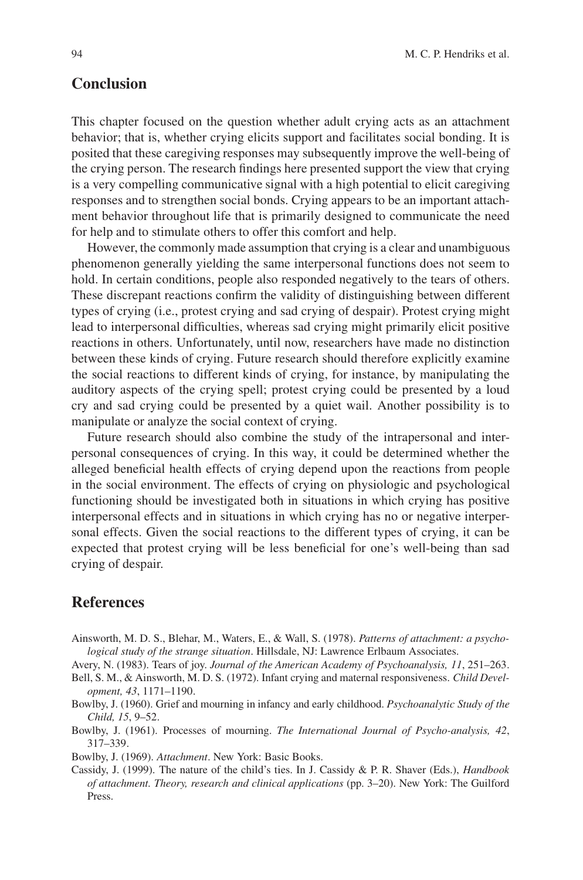## Conclusion

This chapter focused on the question whether adult crying acts as an attachment behavior; that is, whether crying elicits support and facilitates social bonding. It is posited that these caregiving responses may subsequently improve the well-being of the crying person. The research findings here presented support the view that crying is a very compelling communicative signal with a high potential to elicit caregiving responses and to strengthen social bonds. Crying appears to be an important attachment behavior throughout life that is primarily designed to communicate the need for help and to stimulate others to offer this comfort and help.

However, the commonly made assumption that crying is a clear and unambiguous phenomenon generally yielding the same interpersonal functions does not seem to hold. In certain conditions, people also responded negatively to the tears of others. These discrepant reactions confirm the validity of distinguishing between different types of crying (i.e., protest crying and sad crying of despair). Protest crying might lead to interpersonal difficulties, whereas sad crying might primarily elicit positive reactions in others. Unfortunately, until now, researchers have made no distinction between these kinds of crying. Future research should therefore explicitly examine the social reactions to different kinds of crying, for instance, by manipulating the auditory aspects of the crying spell; protest crying could be presented by a loud cry and sad crying could be presented by a quiet wail. Another possibility is to manipulate or analyze the social context of crying.

Future research should also combine the study of the intrapersonal and interpersonal consequences of crying. In this way, it could be determined whether the alleged beneficial health effects of crying depend upon the reactions from people in the social environment. The effects of crying on physiologic and psychological functioning should be investigated both in situations in which crying has positive interpersonal effects and in situations in which crying has no or negative interpersonal effects. Given the social reactions to the different types of crying, it can be expected that protest crying will be less beneficial for one's well-being than sad crying of despair.

## References

Ainsworth, M. D. S., Blehar, M., Waters, E., & Wall, S. (1978). *Patterns of attachment: a psychological study of the strange situation*. Hillsdale, NJ: Lawrence Erlbaum Associates.

Avery, N. (1983). Tears of joy. *Journal of the American Academy of Psychoanalysis, 11*, 251–263.

Bell, S. M., & Ainsworth, M. D. S. (1972). Infant crying and maternal responsiveness. *Child Development, 43*, 1171–1190.

Bowlby, J. (1960). Grief and mourning in infancy and early childhood. *Psychoanalytic Study of the Child, 15*, 9–52.

Bowlby, J. (1961). Processes of mourning. *The International Journal of Psycho-analysis, 42*, 317–339.

Bowlby, J. (1969). *Attachment*. New York: Basic Books.

Cassidy, J. (1999). The nature of the child's ties. In J. Cassidy & P. R. Shaver (Eds.), *Handbook of attachment. Theory, research and clinical applications* (pp. 3–20). New York: The Guilford Press.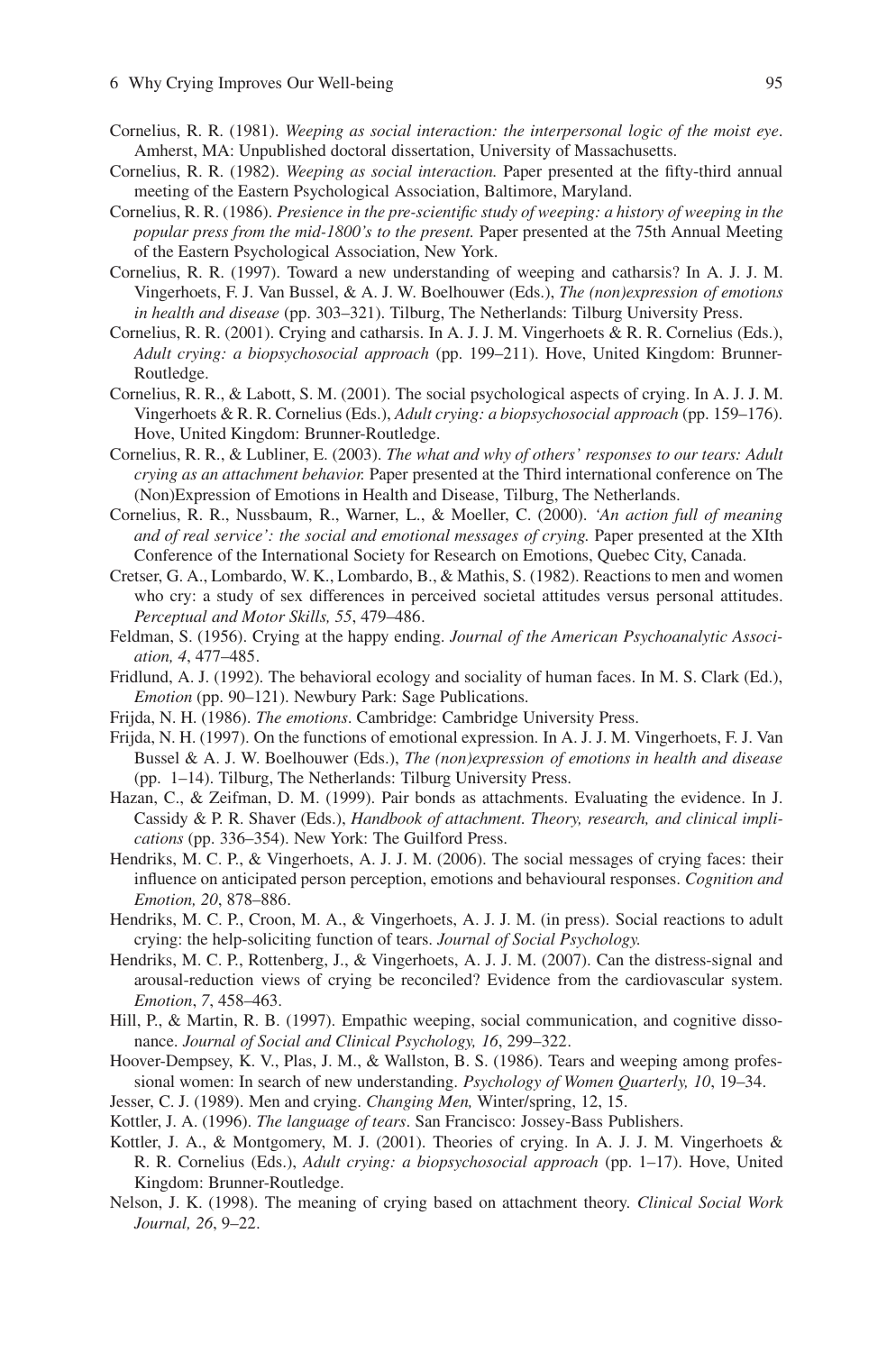Cornelius, R. R. (1981). *Weeping as social interaction: the interpersonal logic of the moist eye*. Amherst, MA: Unpublished doctoral dissertation, University of Massachusetts.

Cornelius, R. R. (1982). *Weeping as social interaction.* Paper presented at the fifty-third annual meeting of the Eastern Psychological Association, Baltimore, Maryland.

Cornelius, R. R. (1986). *Presience in the pre-scientific study of weeping: a history of weeping in the popular press from the mid-1800's to the present.* Paper presented at the 75th Annual Meeting of the Eastern Psychological Association, New York.

Cornelius, R. R. (1997). Toward a new understanding of weeping and catharsis? In A. J. J. M. Vingerhoets, F. J. Van Bussel, & A. J. W. Boelhouwer (Eds.), *The (non)expression of emotions in health and disease* (pp. 303–321). Tilburg, The Netherlands: Tilburg University Press.

Cornelius, R. R. (2001). Crying and catharsis. In A. J. J. M. Vingerhoets & R. R. Cornelius (Eds.), *Adult crying: a biopsychosocial approach* (pp. 199–211). Hove, United Kingdom: Brunner-Routledge.

Cornelius, R. R., & Labott, S. M. (2001). The social psychological aspects of crying. In A. J. J. M. Vingerhoets & R. R. Cornelius (Eds.), *Adult crying: a biopsychosocial approach* (pp. 159–176). Hove, United Kingdom: Brunner-Routledge.

Cornelius, R. R., & Lubliner, E. (2003). *The what and why of others' responses to our tears: Adult crying as an attachment behavior.* Paper presented at the Third international conference on The (Non)Expression of Emotions in Health and Disease, Tilburg, The Netherlands.

Cornelius, R. R., Nussbaum, R., Warner, L., & Moeller, C. (2000). *'An action full of meaning and of real service': the social and emotional messages of crying.* Paper presented at the XIth Conference of the International Society for Research on Emotions, Quebec City, Canada.

Cretser, G. A., Lombardo, W. K., Lombardo, B., & Mathis, S. (1982). Reactions to men and women who cry: a study of sex differences in perceived societal attitudes versus personal attitudes. *Perceptual and Motor Skills, 55*, 479–486.

Feldman, S. (1956). Crying at the happy ending. *Journal of the American Psychoanalytic Association, 4*, 477–485.

Fridlund, A. J. (1992). The behavioral ecology and sociality of human faces. In M. S. Clark (Ed.), *Emotion* (pp. 90–121). Newbury Park: Sage Publications.

Frijda, N. H. (1986). *The emotions*. Cambridge: Cambridge University Press.

Frijda, N. H. (1997). On the functions of emotional expression. In A. J. J. M. Vingerhoets, F. J. Van Bussel & A. J. W. Boelhouwer (Eds.), *The (non)expression of emotions in health and disease* (pp. 1–14). Tilburg, The Netherlands: Tilburg University Press.

Hazan, C., & Zeifman, D. M. (1999). Pair bonds as attachments. Evaluating the evidence. In J. Cassidy & P. R. Shaver (Eds.), *Handbook of attachment. Theory, research, and clinical implications* (pp. 336–354). New York: The Guilford Press.

Hendriks, M. C. P., & Vingerhoets, A. J. J. M. (2006). The social messages of crying faces: their influence on anticipated person perception, emotions and behavioural responses. *Cognition and Emotion, 20*, 878–886.

Hendriks, M. C. P., Croon, M. A., & Vingerhoets, A. J. J. M. (in press). Social reactions to adult crying: the help-soliciting function of tears. *Journal of Social Psychology.*

Hendriks, M. C. P., Rottenberg, J., & Vingerhoets, A. J. J. M. (2007). Can the distress-signal and arousal-reduction views of crying be reconciled? Evidence from the cardiovascular system. *Emotion*, *7*, 458–463.

Hill, P., & Martin, R. B. (1997). Empathic weeping, social communication, and cognitive dissonance. *Journal of Social and Clinical Psychology, 16*, 299–322.

Hoover-Dempsey, K. V., Plas, J. M., & Wallston, B. S. (1986). Tears and weeping among professional women: In search of new understanding. *Psychology of Women Quarterly, 10*, 19–34.

Jesser, C. J. (1989). Men and crying. *Changing Men,* Winter/spring, 12, 15.

Kottler, J. A. (1996). *The language of tears*. San Francisco: Jossey-Bass Publishers.

Kottler, J. A., & Montgomery, M. J. (2001). Theories of crying. In A. J. J. M. Vingerhoets & R. R. Cornelius (Eds.), *Adult crying: a biopsychosocial approach* (pp. 1–17). Hove, United Kingdom: Brunner-Routledge.

Nelson, J. K. (1998). The meaning of crying based on attachment theory. *Clinical Social Work Journal, 26*, 9–22.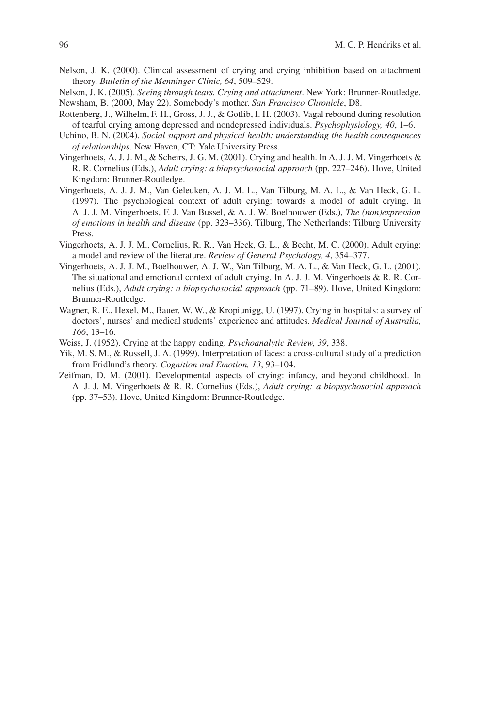Nelson, J. K. (2000). Clinical assessment of crying and crying inhibition based on attachment theory. *Bulletin of the Menninger Clinic, 64*, 509–529.

Nelson, J. K. (2005). *Seeing through tears. Crying and attachment*. New York: Brunner-Routledge.

Newsham, B. (2000, May 22). Somebody's mother. *San Francisco Chronicle*, D8.

Rottenberg, J., Wilhelm, F. H., Gross, J. J., & Gotlib, I. H. (2003). Vagal rebound during resolution of tearful crying among depressed and nondepressed individuals. *Psychophysiology, 40*, 1–6.

Uchino, B. N. (2004). *Social support and physical health: understanding the health consequences of relationships*. New Haven, CT: Yale University Press.

Vingerhoets, A. J. J. M., & Scheirs, J. G. M. (2001). Crying and health. In A. J. J. M. Vingerhoets & R. R. Cornelius (Eds.), *Adult crying: a biopsychosocial approach* (pp. 227–246). Hove, United Kingdom: Brunner-Routledge.

Vingerhoets, A. J. J. M., Van Geleuken, A. J. M. L., Van Tilburg, M. A. L., & Van Heck, G. L. (1997). The psychological context of adult crying: towards a model of adult crying. In A. J. J. M. Vingerhoets, F. J. Van Bussel, & A. J. W. Boelhouwer (Eds.), *The (non)expression of emotions in health and disease* (pp. 323–336). Tilburg, The Netherlands: Tilburg University Press.

Vingerhoets, A. J. J. M., Cornelius, R. R., Van Heck, G. L., & Becht, M. C. (2000). Adult crying: a model and review of the literature. *Review of General Psychology, 4*, 354–377.

Vingerhoets, A. J. J. M., Boelhouwer, A. J. W., Van Tilburg, M. A. L., & Van Heck, G. L. (2001). The situational and emotional context of adult crying. In A. J. J. M. Vingerhoets & R. R. Cornelius (Eds.), *Adult crying: a biopsychosocial approach* (pp. 71–89). Hove, United Kingdom: Brunner-Routledge.

Wagner, R. E., Hexel, M., Bauer, W. W., & Kropiunigg, U. (1997). Crying in hospitals: a survey of doctors', nurses' and medical students' experience and attitudes. *Medical Journal of Australia, 166*, 13–16.

Weiss, J. (1952). Crying at the happy ending. *Psychoanalytic Review, 39*, 338.

Yik, M. S. M., & Russell, J. A. (1999). Interpretation of faces: a cross-cultural study of a prediction from Fridlund's theory. *Cognition and Emotion, 13*, 93–104.

Zeifman, D. M. (2001). Developmental aspects of crying: infancy, and beyond childhood. In A. J. J. M. Vingerhoets & R. R. Cornelius (Eds.), *Adult crying: a biopsychosocial approach* (pp. 37–53). Hove, United Kingdom: Brunner-Routledge.